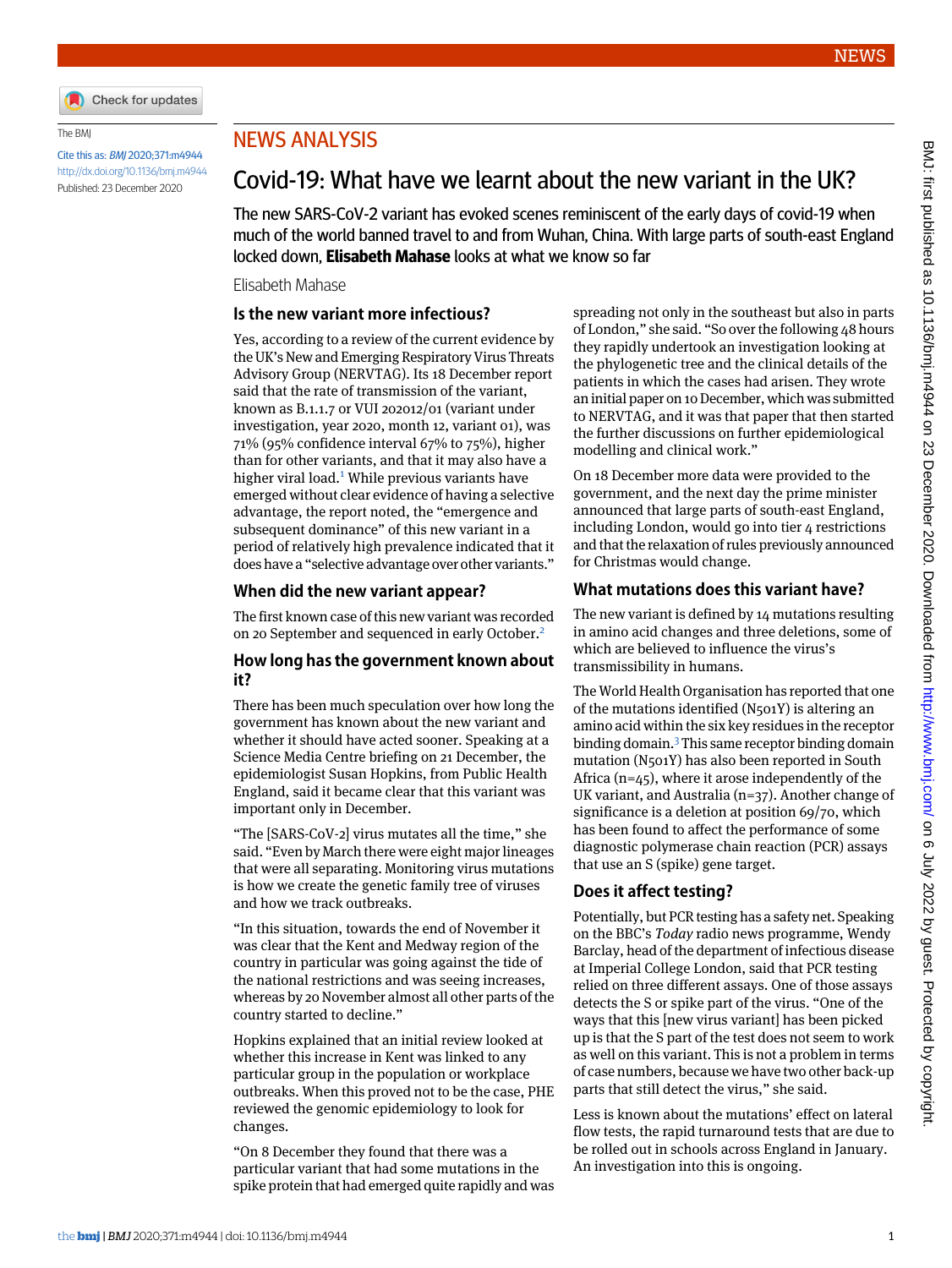NEWS ANALYSIS

# Covid-19: What have we learnt about the new variant in the UK?

The new SARS-CoV-2 variant has evoked scenes reminiscent of the early days of covid-19 when much of the world banned travel to and from Wuhan, China. With large parts of south-east England locked down, **Elisabeth Mahase** looks at what we know so far

Elisabeth Mahase

The BMJ

Cite this as: *BMJ* 2020;371:m4944

http://dx.doi.org/10.1136/bmj.m4944

Published: 23 December 2020

## Is the new variant more infectious?

Yes, according to a review of the current evidence by the UK's New and Emerging Respiratory Virus Threats Advisory Group (NERVTAG). Its 18 December report said that the rate of transmission of the variant, known as B.1.1.7 or VUI 202012/01 (variant under investigation, year 2020, month 12, variant 01), was 71% (95% confidence interval 67% to 75%), higher than for other variants, and that it may also have a higher viral load.[1] While previous variants have emerged without clear evidence of having a selective advantage, the report noted, the "emergence and subsequent dominance" of this new variant in a period of relatively high prevalence indicated that it does have a "selective advantage over other variants."

## When did the new variant appear?

The first known case of this new variant was recorded on 20 September and sequenced in early October.[2]

## How long has the government known about it?

There has been much speculation over how long the government has known about the new variant and whether it should have acted sooner. Speaking at a Science Media Centre briefing on 21 December, the epidemiologist Susan Hopkins, from Public Health England, said it became clear that this variant was important only in December.

"The [SARS-CoV-2] virus mutates all the time," she said. "Even by March there were eight major lineages that were all separating. Monitoring virus mutations is how we create the genetic family tree of viruses and how we track outbreaks.

"In this situation, towards the end of November it was clear that the Kent and Medway region of the country in particular was going against the tide of the national restrictions and was seeing increases, whereas by 20 November almost all other parts of the country started to decline."

Hopkins explained that an initial review looked at whether this increase in Kent was linked to any particular group in the population or workplace outbreaks. When this proved not to be the case, PHE reviewed the genomic epidemiology to look for changes.

"On 8 December they found that there was a particular variant that had some mutations in the spike protein that had emerged quite rapidly and was spreading not only in the southeast but also in parts of London," she said. "So over the following 48 hours they rapidly undertook an investigation looking at the phylogenetic tree and the clinical details of the patients in which the cases had arisen. They wrote an initial paper on 10 December, which was submitted to NERVTAG, and it was that paper that then started the further discussions on further epidemiological modelling and clinical work."

On 18 December more data were provided to the government, and the next day the prime minister announced that large parts of south-east England, including London, would go into tier 4 restrictions and that the relaxation of rules previously announced for Christmas would change.

## What mutations does this variant have?

The new variant is defined by 14 mutations resulting in amino acid changes and three deletions, some of which are believed to influence the virus's transmissibility in humans.

The World Health Organisation has reported that one of the mutations identified (N501Y) is altering an amino acid within the six key residues in the receptor binding domain.[3] This same receptor binding domain mutation (N501Y) has also been reported in South Africa (n=45), where it arose independently of the UK variant, and Australia (n=37). Another change of significance is a deletion at position 69/70, which has been found to affect the performance of some diagnostic polymerase chain reaction (PCR) assays that use an S (spike) gene target.

## Does it affect testing?

Potentially, but PCR testing has a safety net. Speaking on the BBC's *Today* radio news programme, Wendy Barclay, head of the department of infectious disease at Imperial College London, said that PCR testing relied on three different assays. One of those assays detects the S or spike part of the virus. "One of the ways that this [new virus variant] has been picked up is that the S part of the test does not seem to work as well on this variant. This is not a problem in terms of case numbers, because we have two other back-up parts that still detect the virus," she said.

Less is known about the mutations' effect on lateral flow tests, the rapid turnaround tests that are due to be rolled out in schools across England in January. An investigation into this is ongoing.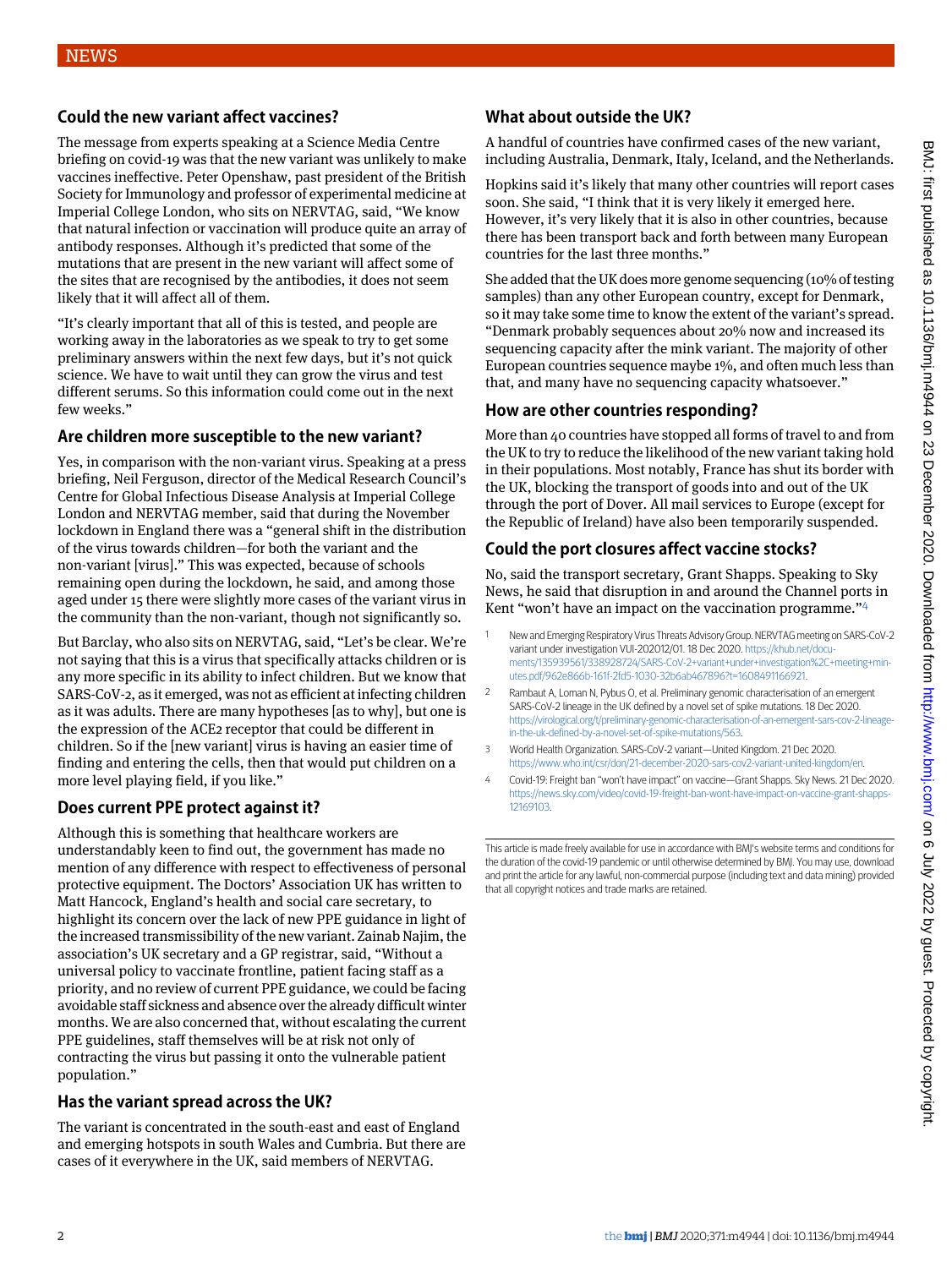## Could the new variant affect vaccines?

The message from experts speaking at a Science Media Centre briefing on covid-19 was that the new variant was unlikely to make vaccines ineffective. Peter Openshaw, past president of the British Society for Immunology and professor of experimental medicine at Imperial College London, who sits on NERVTAG, said, "We know that natural infection or vaccination will produce quite an array of antibody responses. Although it's predicted that some of the mutations that are present in the new variant will affect some of the sites that are recognised by the antibodies, it does not seem likely that it will affect all of them.

"It's clearly important that all of this is tested, and people are working away in the laboratories as we speak to try to get some preliminary answers within the next few days, but it's not quick science. We have to wait until they can grow the virus and test different serums. So this information could come out in the next few weeks."

## Are children more susceptible to the new variant?

Yes, in comparison with the non-variant virus. Speaking at a press briefing, Neil Ferguson, director of the Medical Research Council's Centre for Global Infectious Disease Analysis at Imperial College London and NERVTAG member, said that during the November lockdown in England there was a "general shift in the distribution of the virus towards children—for both the variant and the non-variant [virus]." This was expected, because of schools remaining open during the lockdown, he said, and among those aged under 15 there were slightly more cases of the variant virus in the community than the non-variant, though not significantly so.

But Barclay, who also sits on NERVTAG, said, "Let's be clear. We're not saying that this is a virus that specifically attacks children or is any more specific in its ability to infect children. But we know that SARS-CoV-2, as it emerged, was not as efficient at infecting children as it was adults. There are many hypotheses [as to why], but one is the expression of the ACE2 receptor that could be different in children. So if the [new variant] virus is having an easier time of finding and entering the cells, then that would put children on a more level playing field, if you like."

## Does current PPE protect against it?

Although this is something that healthcare workers are understandably keen to find out, the government has made no mention of any difference with respect to effectiveness of personal protective equipment. The Doctors' Association UK has written to Matt Hancock, England's health and social care secretary, to highlight its concern over the lack of new PPE guidance in light of the increased transmissibility of the new variant. Zainab Najim, the association's UK secretary and a GP registrar, said, "Without a universal policy to vaccinate frontline, patient facing staff as a priority, and no review of current PPE guidance, we could be facing avoidable staff sickness and absence over the already difficult winter months. We are also concerned that, without escalating the current PPE guidelines, staff themselves will be at risk not only of contracting the virus but passing it onto the vulnerable patient population."

## Has the variant spread across the UK?

The variant is concentrated in the south-east and east of England and emerging hotspots in south Wales and Cumbria. But there are cases of it everywhere in the UK, said members of NERVTAG.

## What about outside the UK?

A handful of countries have confirmed cases of the new variant, including Australia, Denmark, Italy, Iceland, and the Netherlands.

Hopkins said it's likely that many other countries will report cases soon. She said, "I think that it is very likely it emerged here. However, it's very likely that it is also in other countries, because there has been transport back and forth between many European countries for the last three months."

She added that the UK does more genome sequencing (10% of testing samples) than any other European country, except for Denmark, so it may take some time to know the extent of the variant's spread. "Denmark probably sequences about 20% now and increased its sequencing capacity after the mink variant. The majority of other European countries sequence maybe 1%, and often much less than that, and many have no sequencing capacity whatsoever."

## How are other countries responding?

More than 40 countries have stopped all forms of travel to and from the UK to try to reduce the likelihood of the new variant taking hold in their populations. Most notably, France has shut its border with the UK, blocking the transport of goods into and out of the UK through the port of Dover. All mail services to Europe (except for the Republic of Ireland) have also been temporarily suspended.

## Could the port closures affect vaccine stocks?

No, said the transport secretary, Grant Shapps. Speaking to Sky News, he said that disruption in and around the Channel ports in Kent "won't have an impact on the vaccination programme."[4]

1. New and Emerging Respiratory Virus Threats Advisory Group. NERVTAG meeting on SARS-CoV-2 variant under investigation VUI-202012/01. 18 Dec 2020. https://khub.net/documents/135939561/338928724/SARS-CoV-2+variant+under+investigation%2C+meeting+minutes.pdf/962e866b-161f-2fd5-1030-32b6ab467896?t=1608491166921.
2. Rambaut A, Loman N, Pybus O, et al. Preliminary genomic characterisation of an emergent SARS-CoV-2 lineage in the UK defined by a novel set of spike mutations. 18 Dec 2020. https://virological.org/t/preliminary-genomic-characterisation-of-an-emergent-sars-cov-2-lineage-in-the-uk-defined-by-a-novel-set-of-spike-mutations/563.
3. World Health Organization. SARS-CoV-2 variant—United Kingdom. 21 Dec 2020. https://www.who.int/csr/don/21-december-2020-sars-cov2-variant-united-kingdom/en.
4. Covid-19: Freight ban "won't have impact" on vaccine—Grant Shapps. Sky News. 21 Dec 2020. https://news.sky.com/video/covid-19-freight-ban-wont-have-impact-on-vaccine-grant-shapps-12169103.

This article is made freely available for use in accordance with BMJ's website terms and conditions for the duration of the covid-19 pandemic or until otherwise determined by BMJ. You may use, download and print the article for any lawful, non-commercial purpose (including text and data mining) provided that all copyright notices and trade marks are retained.